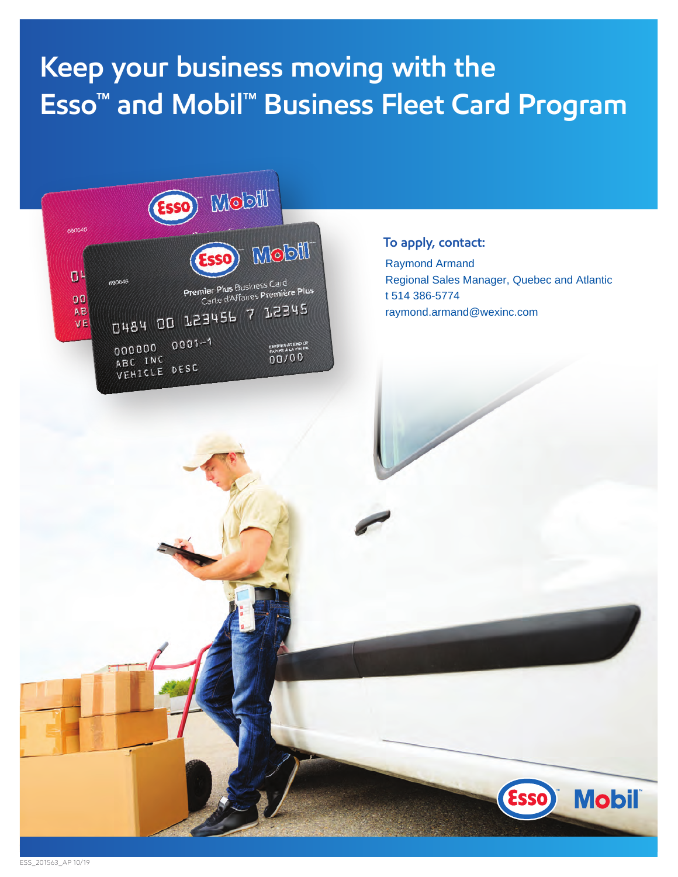# Keep your business moving with the Esso™ and Mobil™ Business Fleet Card Program

**To apply, contact:**

Raymond Armand
Regional Sales Manager, Quebec and Atlantic
t 514 386-5774
raymond.armand@wexinc.com

ESS_201563_AP 10/19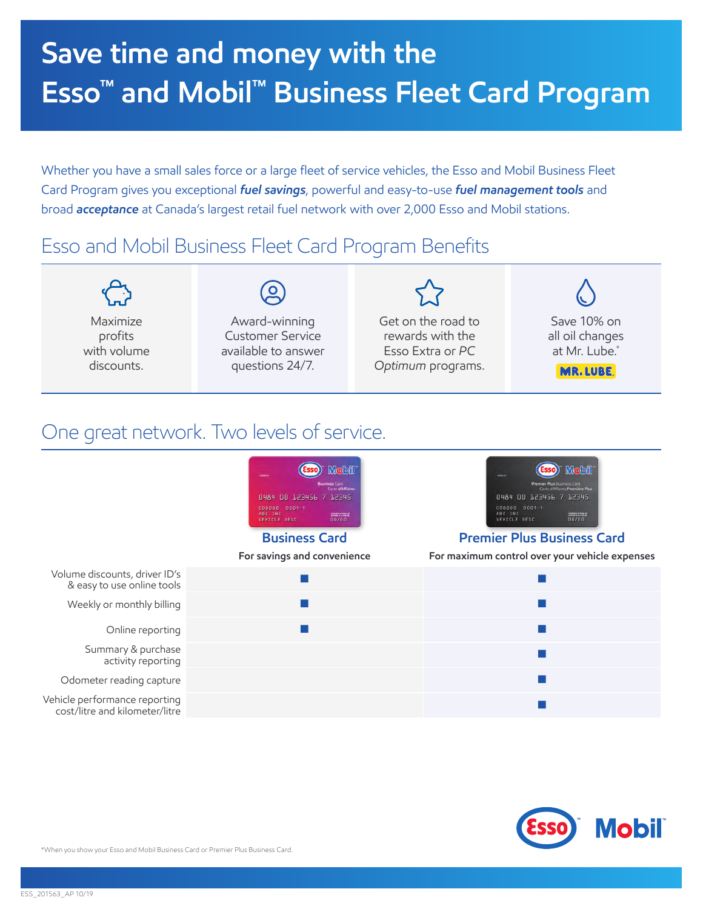# Save time and money with the Esso™ and Mobil™ Business Fleet Card Program

Whether you have a small sales force or a large fleet of service vehicles, the Esso and Mobil Business Fleet Card Program gives you exceptional ***fuel savings***, powerful and easy-to-use ***fuel management tools*** and broad ***acceptance*** at Canada's largest retail fuel network with over 2,000 Esso and Mobil stations.

## Esso and Mobil Business Fleet Card Program Benefits

- Maximize profits with volume discounts.
- Award-winning Customer Service available to answer questions 24/7.
- Get on the road to rewards with the Esso Extra or *PC Optimum* programs.
- Save 10% on all oil changes at Mr. Lube.*

## One great network. Two levels of service.

| | **Business Card**<br>For savings and convenience | **Premier Plus Business Card**<br>For maximum control over your vehicle expenses |
|---|---|---|
| Volume discounts, driver ID's & easy to use online tools | ■ | ■ |
| Weekly or monthly billing | ■ | ■ |
| Online reporting | ■ | ■ |
| Summary & purchase activity reporting | | ■ |
| Odometer reading capture | | ■ |
| Vehicle performance reporting cost/litre and kilometer/litre | | ■ |

*When you show your Esso and Mobil Business Card or Premier Plus Business Card.

ESS_201563_AP 10/19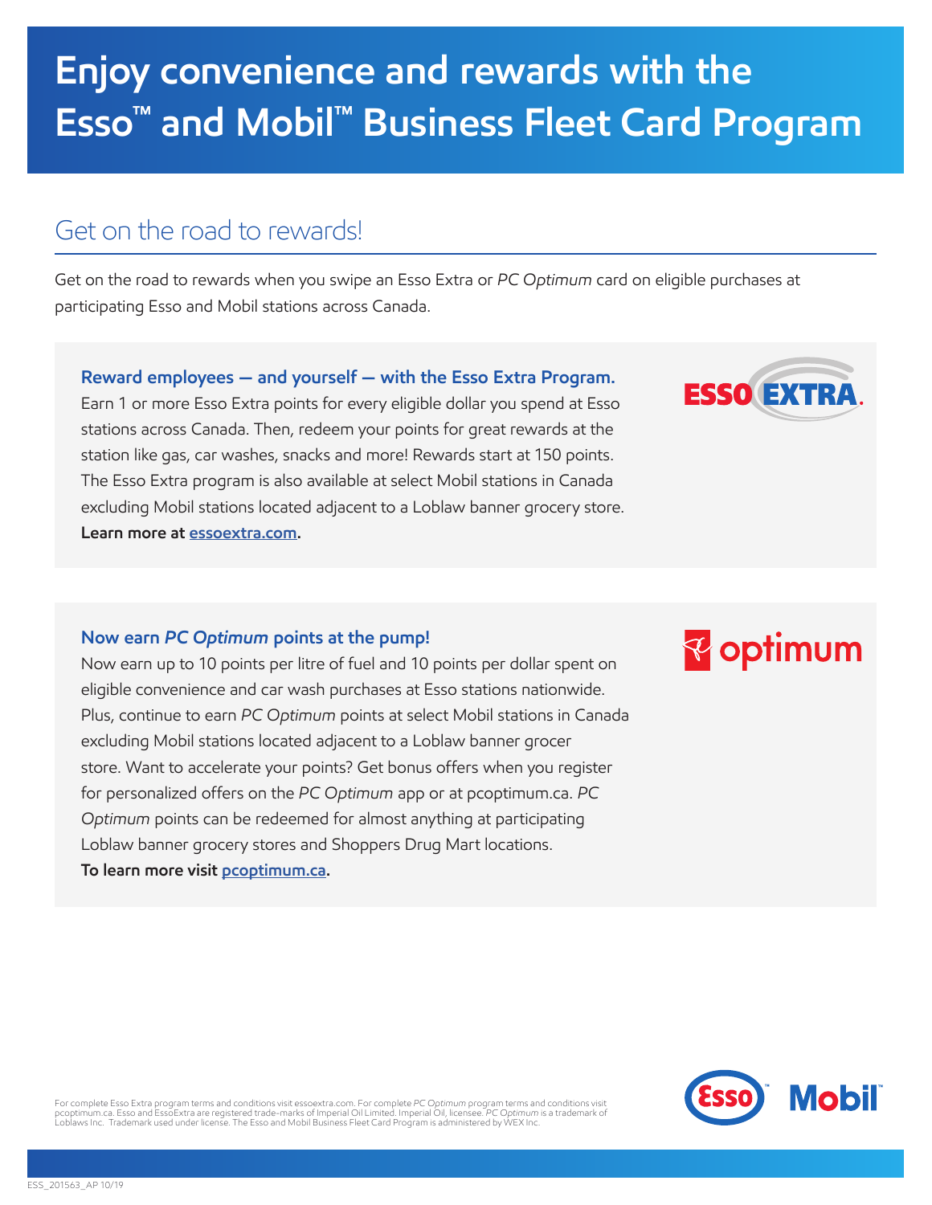# Enjoy convenience and rewards with the Esso™ and Mobil™ Business Fleet Card Program

## Get on the road to rewards!

Get on the road to rewards when you swipe an Esso Extra or *PC Optimum* card on eligible purchases at participating Esso and Mobil stations across Canada.

### Reward employees — and yourself — with the Esso Extra Program.

Earn 1 or more Esso Extra points for every eligible dollar you spend at Esso stations across Canada. Then, redeem your points for great rewards at the station like gas, car washes, snacks and more! Rewards start at 150 points. The Esso Extra program is also available at select Mobil stations in Canada excluding Mobil stations located adjacent to a Loblaw banner grocery store.
**Learn more at essoextra.com.**

### Now earn *PC Optimum* points at the pump!

Now earn up to 10 points per litre of fuel and 10 points per dollar spent on eligible convenience and car wash purchases at Esso stations nationwide. Plus, continue to earn *PC Optimum* points at select Mobil stations in Canada excluding Mobil stations located adjacent to a Loblaw banner grocer store. Want to accelerate your points? Get bonus offers when you register for personalized offers on the *PC Optimum* app or at pcoptimum.ca. *PC Optimum* points can be redeemed for almost anything at participating Loblaw banner grocery stores and Shoppers Drug Mart locations.
**To learn more visit pcoptimum.ca.**

For complete Esso Extra program terms and conditions visit essoextra.com. For complete *PC Optimum* program terms and conditions visit pcoptimum.ca. Esso and EssoExtra are registered trade-marks of Imperial Oil Limited. Imperial Oil, licensee. *PC Optimum* is a trademark of Loblaws Inc. Trademark used under license. The Esso and Mobil Business Fleet Card Program is administered by WEX Inc.

ESS_201563_AP 10/19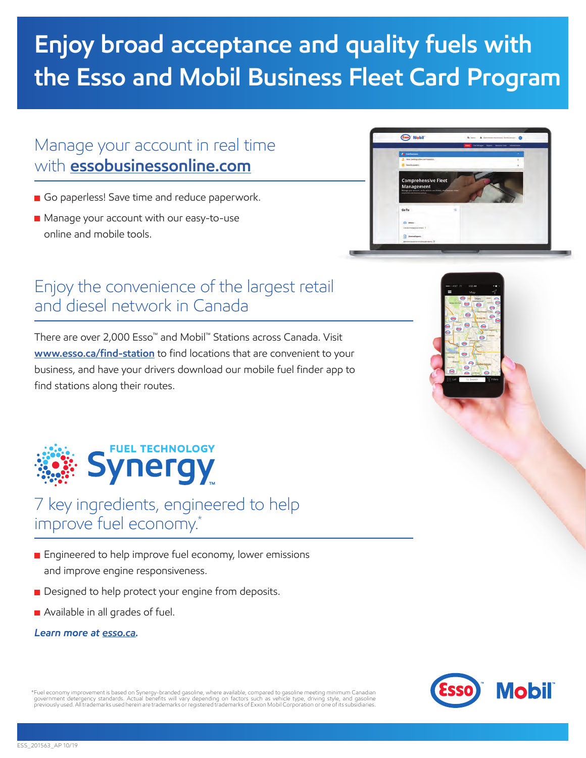# Enjoy broad acceptance and quality fuels with the Esso and Mobil Business Fleet Card Program

## Manage your account in real time with **essobusinessonline.com**

- Go paperless! Save time and reduce paperwork.
- Manage your account with our easy-to-use online and mobile tools.

## Enjoy the convenience of the largest retail and diesel network in Canada

There are over 2,000 Esso™ and Mobil™ Stations across Canada. Visit **www.esso.ca/find-station** to find locations that are convenient to your business, and have your drivers download our mobile fuel finder app to find stations along their routes.

**FUEL TECHNOLOGY Synergy™**

## 7 key ingredients, engineered to help improve fuel economy.*

- Engineered to help improve fuel economy, lower emissions and improve engine responsiveness.
- Designed to help protect your engine from deposits.
- Available in all grades of fuel.

***Learn more at esso.ca.***

*Fuel economy improvement is based on Synergy-branded gasoline, where available, compared to gasoline meeting minimum Canadian government detergency standards. Actual benefits will vary depending on factors such as vehicle type, driving style, and gasoline previously used. All trademarks used herein are trademarks or registered trademarks of Exxon Mobil Corporation or one of its subsidiaries.

Esso™ Mobil™

ESS_201563_AP 10/19